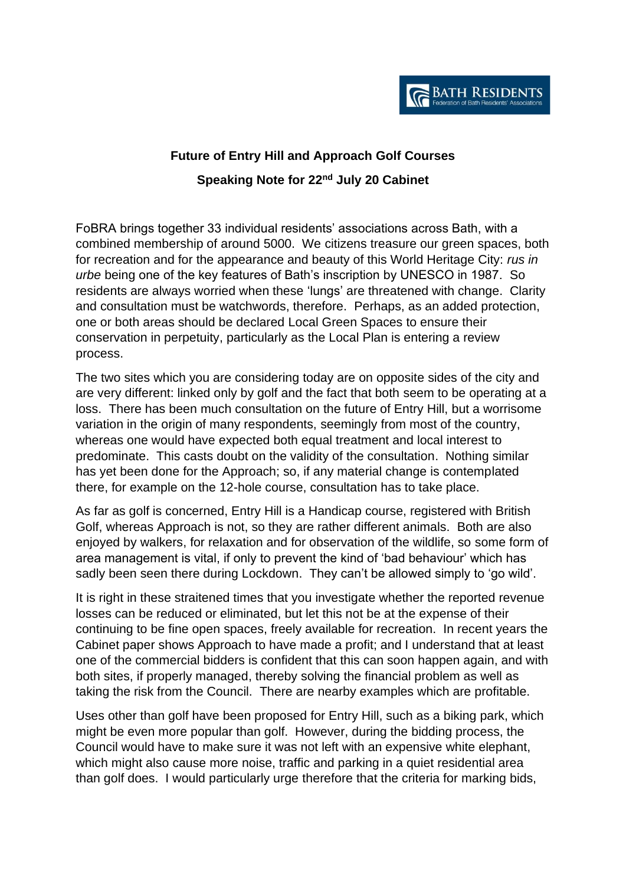BATH RESIDENTS
Federation of Bath Residents' Associations

**Future of Entry Hill and Approach Golf Courses**

**Speaking Note for 22nd July 20 Cabinet**

FoBRA brings together 33 individual residents' associations across Bath, with a combined membership of around 5000. We citizens treasure our green spaces, both for recreation and for the appearance and beauty of this World Heritage City: *rus in urbe* being one of the key features of Bath's inscription by UNESCO in 1987. So residents are always worried when these 'lungs' are threatened with change. Clarity and consultation must be watchwords, therefore. Perhaps, as an added protection, one or both areas should be declared Local Green Spaces to ensure their conservation in perpetuity, particularly as the Local Plan is entering a review process.

The two sites which you are considering today are on opposite sides of the city and are very different: linked only by golf and the fact that both seem to be operating at a loss. There has been much consultation on the future of Entry Hill, but a worrisome variation in the origin of many respondents, seemingly from most of the country, whereas one would have expected both equal treatment and local interest to predominate. This casts doubt on the validity of the consultation. Nothing similar has yet been done for the Approach; so, if any material change is contemplated there, for example on the 12-hole course, consultation has to take place.

As far as golf is concerned, Entry Hill is a Handicap course, registered with British Golf, whereas Approach is not, so they are rather different animals. Both are also enjoyed by walkers, for relaxation and for observation of the wildlife, so some form of area management is vital, if only to prevent the kind of 'bad behaviour' which has sadly been seen there during Lockdown. They can't be allowed simply to 'go wild'.

It is right in these straitened times that you investigate whether the reported revenue losses can be reduced or eliminated, but let this not be at the expense of their continuing to be fine open spaces, freely available for recreation. In recent years the Cabinet paper shows Approach to have made a profit; and I understand that at least one of the commercial bidders is confident that this can soon happen again, and with both sites, if properly managed, thereby solving the financial problem as well as taking the risk from the Council. There are nearby examples which are profitable.

Uses other than golf have been proposed for Entry Hill, such as a biking park, which might be even more popular than golf. However, during the bidding process, the Council would have to make sure it was not left with an expensive white elephant, which might also cause more noise, traffic and parking in a quiet residential area than golf does. I would particularly urge therefore that the criteria for marking bids,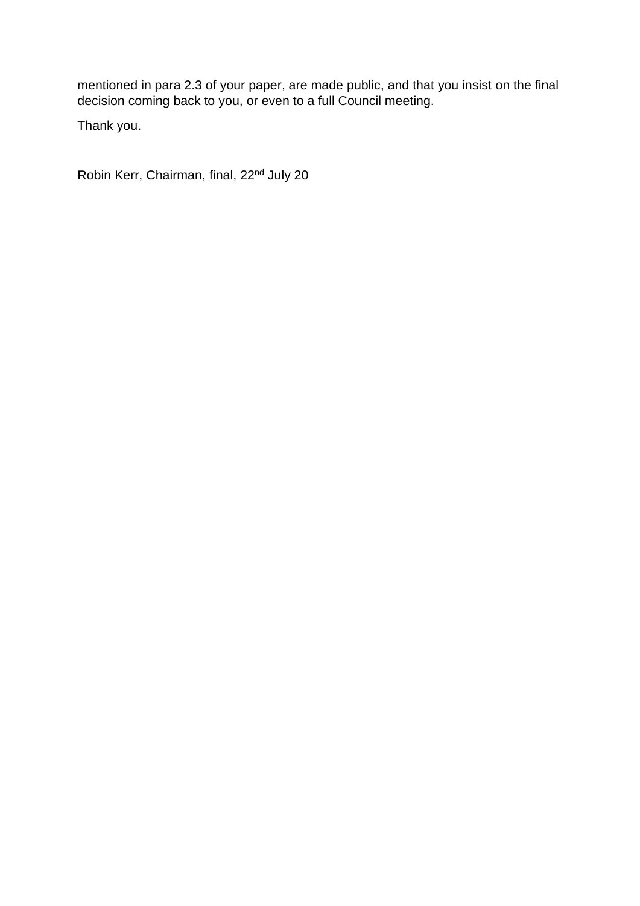mentioned in para 2.3 of your paper, are made public, and that you insist on the final decision coming back to you, or even to a full Council meeting.

Thank you.

Robin Kerr, Chairman, final, 22nd July 20